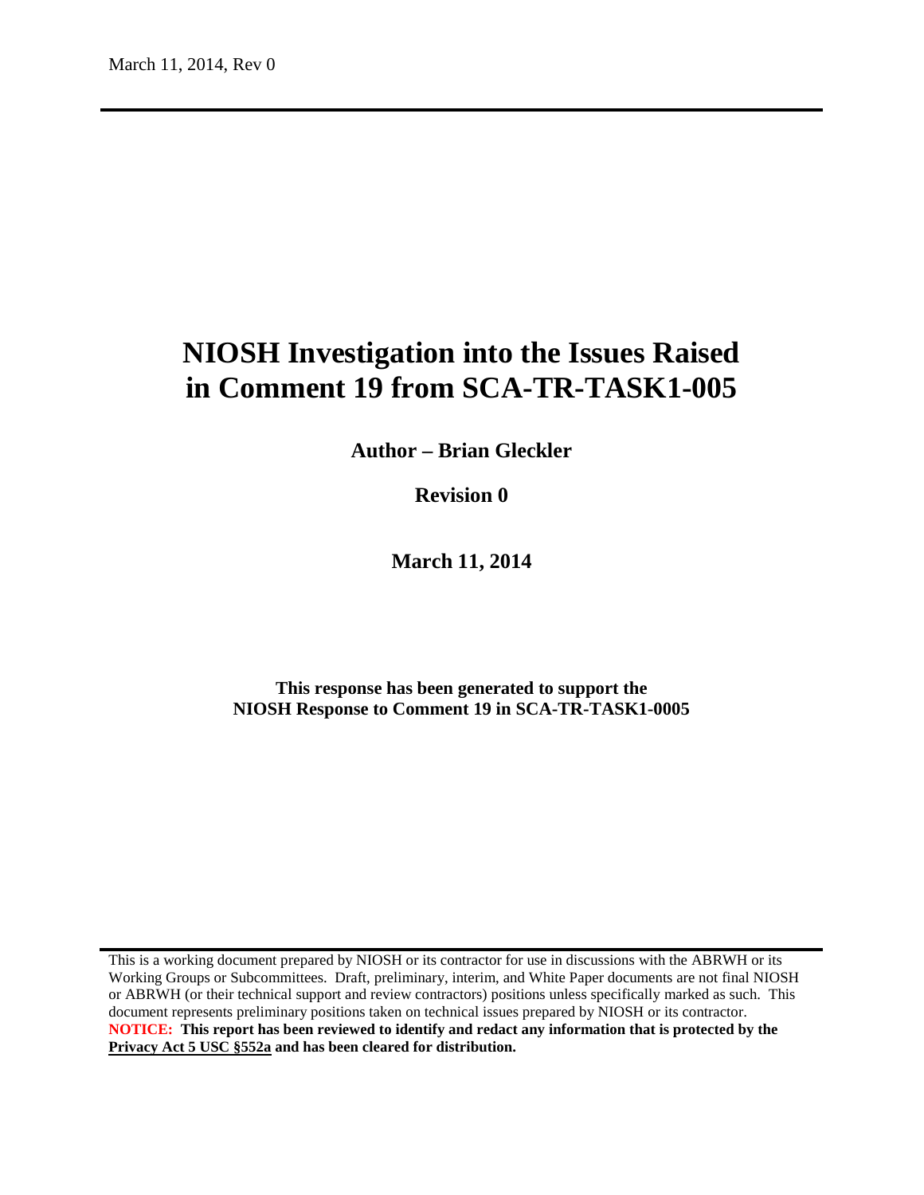# NIOSH Investigation into the Issues Raised in Comment 19 from SCA-TR-TASK1-005

**Author – Brian Gleckler**

**Revision 0**

**March 11, 2014**

**This response has been generated to support the NIOSH Response to Comment 19 in SCA-TR-TASK1-0005**

This is a working document prepared by NIOSH or its contractor for use in discussions with the ABRWH or its Working Groups or Subcommittees. Draft, preliminary, interim, and White Paper documents are not final NIOSH or ABRWH (or their technical support and review contractors) positions unless specifically marked as such. This document represents preliminary positions taken on technical issues prepared by NIOSH or its contractor.

**NOTICE: This report has been reviewed to identify and redact any information that is protected by the Privacy Act 5 USC §552a and has been cleared for distribution.**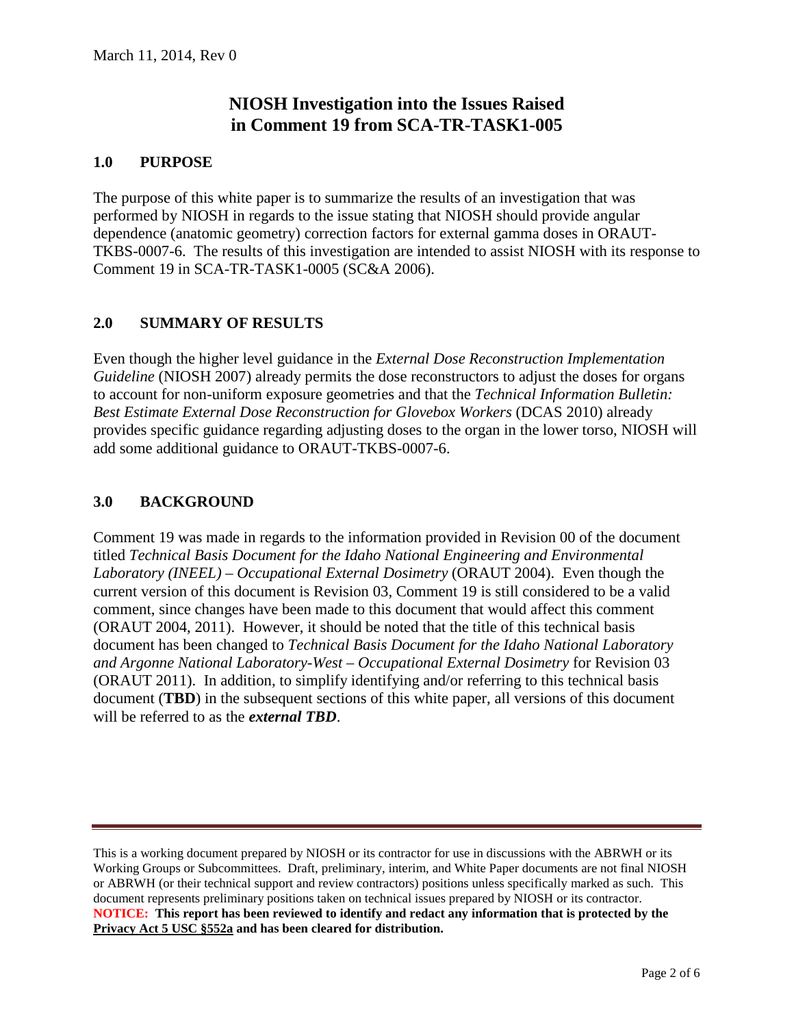March 11, 2014, Rev 0

# NIOSH Investigation into the Issues Raised in Comment 19 from SCA-TR-TASK1-005

## 1.0 PURPOSE

The purpose of this white paper is to summarize the results of an investigation that was performed by NIOSH in regards to the issue stating that NIOSH should provide angular dependence (anatomic geometry) correction factors for external gamma doses in ORAUT-TKBS-0007-6. The results of this investigation are intended to assist NIOSH with its response to Comment 19 in SCA-TR-TASK1-0005 (SC&A 2006).

## 2.0 SUMMARY OF RESULTS

Even though the higher level guidance in the *External Dose Reconstruction Implementation Guideline* (NIOSH 2007) already permits the dose reconstructors to adjust the doses for organs to account for non-uniform exposure geometries and that the *Technical Information Bulletin: Best Estimate External Dose Reconstruction for Glovebox Workers* (DCAS 2010) already provides specific guidance regarding adjusting doses to the organ in the lower torso, NIOSH will add some additional guidance to ORAUT-TKBS-0007-6.

## 3.0 BACKGROUND

Comment 19 was made in regards to the information provided in Revision 00 of the document titled *Technical Basis Document for the Idaho National Engineering and Environmental Laboratory (INEEL) – Occupational External Dosimetry* (ORAUT 2004). Even though the current version of this document is Revision 03, Comment 19 is still considered to be a valid comment, since changes have been made to this document that would affect this comment (ORAUT 2004, 2011). However, it should be noted that the title of this technical basis document has been changed to *Technical Basis Document for the Idaho National Laboratory and Argonne National Laboratory-West – Occupational External Dosimetry* for Revision 03 (ORAUT 2011). In addition, to simplify identifying and/or referring to this technical basis document (**TBD**) in the subsequent sections of this white paper, all versions of this document will be referred to as the ***external TBD***.

---

This is a working document prepared by NIOSH or its contractor for use in discussions with the ABRWH or its Working Groups or Subcommittees. Draft, preliminary, interim, and White Paper documents are not final NIOSH or ABRWH (or their technical support and review contractors) positions unless specifically marked as such. This document represents preliminary positions taken on technical issues prepared by NIOSH or its contractor.
**NOTICE: This report has been reviewed to identify and redact any information that is protected by the Privacy Act 5 USC §552a and has been cleared for distribution.**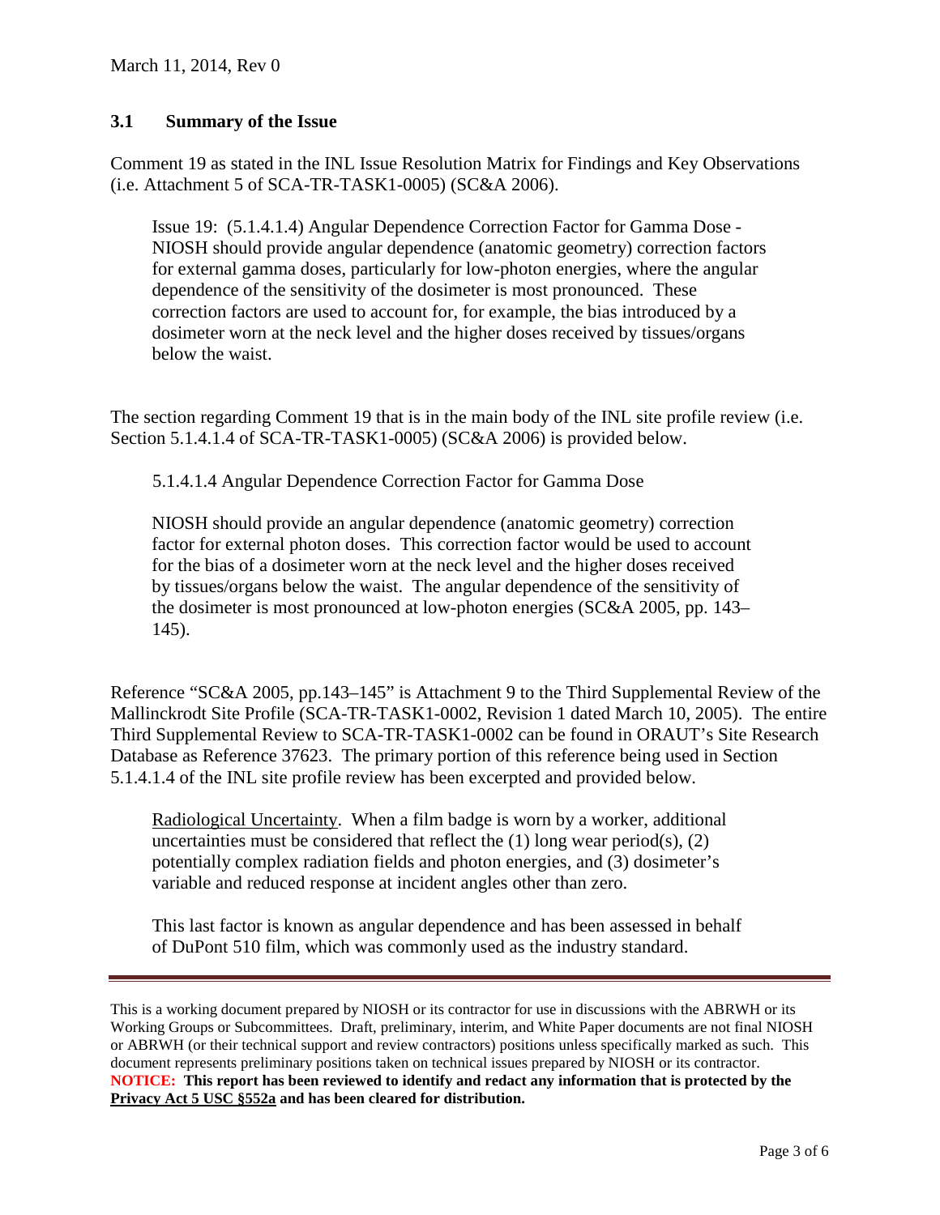### 3.1 Summary of the Issue

Comment 19 as stated in the INL Issue Resolution Matrix for Findings and Key Observations (i.e. Attachment 5 of SCA-TR-TASK1-0005) (SC&A 2006).

> Issue 19: (5.1.4.1.4) Angular Dependence Correction Factor for Gamma Dose - NIOSH should provide angular dependence (anatomic geometry) correction factors for external gamma doses, particularly for low-photon energies, where the angular dependence of the sensitivity of the dosimeter is most pronounced. These correction factors are used to account for, for example, the bias introduced by a dosimeter worn at the neck level and the higher doses received by tissues/organs below the waist.

The section regarding Comment 19 that is in the main body of the INL site profile review (i.e. Section 5.1.4.1.4 of SCA-TR-TASK1-0005) (SC&A 2006) is provided below.

> 5.1.4.1.4 Angular Dependence Correction Factor for Gamma Dose
>
> NIOSH should provide an angular dependence (anatomic geometry) correction factor for external photon doses. This correction factor would be used to account for the bias of a dosimeter worn at the neck level and the higher doses received by tissues/organs below the waist. The angular dependence of the sensitivity of the dosimeter is most pronounced at low-photon energies (SC&A 2005, pp. 143–145).

Reference "SC&A 2005, pp.143–145" is Attachment 9 to the Third Supplemental Review of the Mallinckrodt Site Profile (SCA-TR-TASK1-0002, Revision 1 dated March 10, 2005). The entire Third Supplemental Review to SCA-TR-TASK1-0002 can be found in ORAUT's Site Research Database as Reference 37623. The primary portion of this reference being used in Section 5.1.4.1.4 of the INL site profile review has been excerpted and provided below.

> <u>Radiological Uncertainty</u>. When a film badge is worn by a worker, additional uncertainties must be considered that reflect the (1) long wear period(s), (2) potentially complex radiation fields and photon energies, and (3) dosimeter's variable and reduced response at incident angles other than zero.
>
> This last factor is known as angular dependence and has been assessed in behalf of DuPont 510 film, which was commonly used as the industry standard.

This is a working document prepared by NIOSH or its contractor for use in discussions with the ABRWH or its Working Groups or Subcommittees. Draft, preliminary, interim, and White Paper documents are not final NIOSH or ABRWH (or their technical support and review contractors) positions unless specifically marked as such. This document represents preliminary positions taken on technical issues prepared by NIOSH or its contractor.
**NOTICE: This report has been reviewed to identify and redact any information that is protected by the Privacy Act 5 USC §552a and has been cleared for distribution.**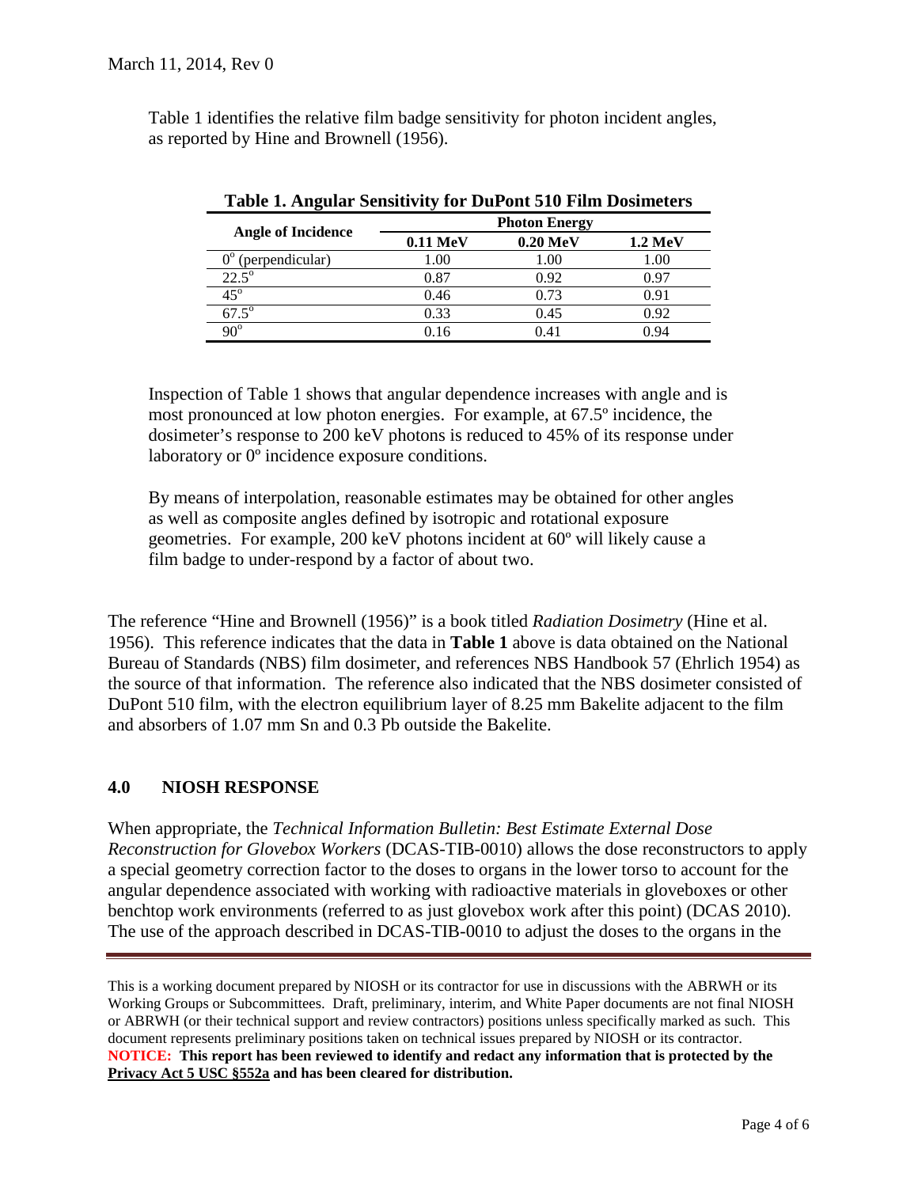Table 1 identifies the relative film badge sensitivity for photon incident angles, as reported by Hine and Brownell (1956).

**Table 1. Angular Sensitivity for DuPont 510 Film Dosimeters**

| Angle of Incidence | Photon Energy | | |
|---|---|---|---|
| | **0.11 MeV** | **0.20 MeV** | **1.2 MeV** |
| $0^{o}$ (perpendicular) | 1.00 | 1.00 | 1.00 |
| $22.5^{o}$ | 0.87 | 0.92 | 0.97 |
| $45^{o}$ | 0.46 | 0.73 | 0.91 |
| $67.5^{o}$ | 0.33 | 0.45 | 0.92 |
| $90^{o}$ | 0.16 | 0.41 | 0.94 |

Inspection of Table 1 shows that angular dependence increases with angle and is most pronounced at low photon energies. For example, at 67.5º incidence, the dosimeter's response to 200 keV photons is reduced to 45% of its response under laboratory or 0º incidence exposure conditions.

By means of interpolation, reasonable estimates may be obtained for other angles as well as composite angles defined by isotropic and rotational exposure geometries. For example, 200 keV photons incident at 60º will likely cause a film badge to under-respond by a factor of about two.

The reference "Hine and Brownell (1956)" is a book titled *Radiation Dosimetry* (Hine et al. 1956). This reference indicates that the data in **Table 1** above is data obtained on the National Bureau of Standards (NBS) film dosimeter, and references NBS Handbook 57 (Ehrlich 1954) as the source of that information. The reference also indicated that the NBS dosimeter consisted of DuPont 510 film, with the electron equilibrium layer of 8.25 mm Bakelite adjacent to the film and absorbers of 1.07 mm Sn and 0.3 Pb outside the Bakelite.

## 4.0 NIOSH RESPONSE

When appropriate, the *Technical Information Bulletin: Best Estimate External Dose Reconstruction for Glovebox Workers* (DCAS-TIB-0010) allows the dose reconstructors to apply a special geometry correction factor to the doses to organs in the lower torso to account for the angular dependence associated with working with radioactive materials in gloveboxes or other benchtop work environments (referred to as just glovebox work after this point) (DCAS 2010). The use of the approach described in DCAS-TIB-0010 to adjust the doses to the organs in the

---

This is a working document prepared by NIOSH or its contractor for use in discussions with the ABRWH or its Working Groups or Subcommittees. Draft, preliminary, interim, and White Paper documents are not final NIOSH or ABRWH (or their technical support and review contractors) positions unless specifically marked as such. This document represents preliminary positions taken on technical issues prepared by NIOSH or its contractor. **NOTICE: This report has been reviewed to identify and redact any information that is protected by the Privacy Act 5 USC §552a and has been cleared for distribution.**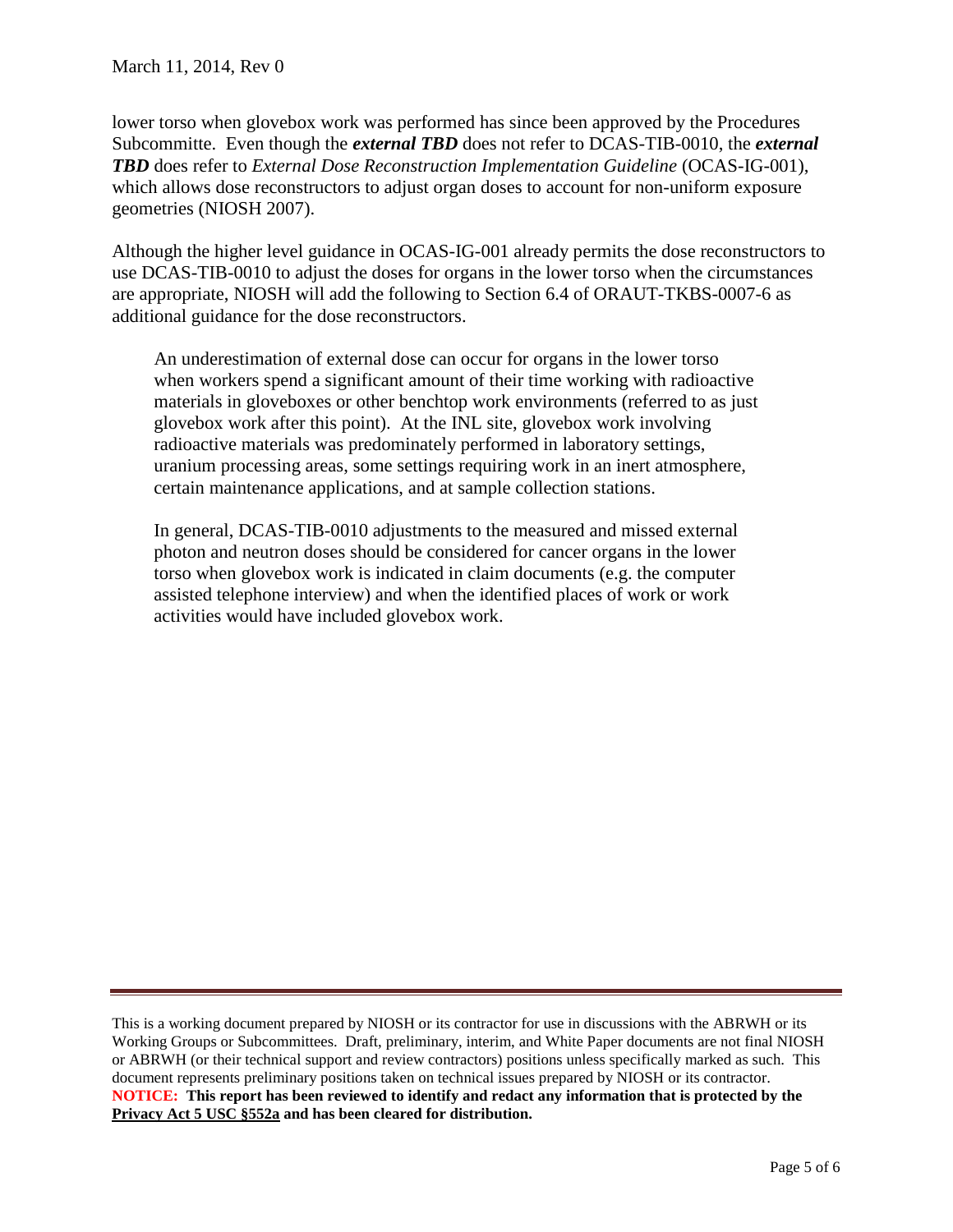lower torso when glovebox work was performed has since been approved by the Procedures Subcommitte. Even though the ***external TBD*** does not refer to DCAS-TIB-0010, the ***external TBD*** does refer to *External Dose Reconstruction Implementation Guideline* (OCAS-IG-001), which allows dose reconstructors to adjust organ doses to account for non-uniform exposure geometries (NIOSH 2007).

Although the higher level guidance in OCAS-IG-001 already permits the dose reconstructors to use DCAS-TIB-0010 to adjust the doses for organs in the lower torso when the circumstances are appropriate, NIOSH will add the following to Section 6.4 of ORAUT-TKBS-0007-6 as additional guidance for the dose reconstructors.

> An underestimation of external dose can occur for organs in the lower torso when workers spend a significant amount of their time working with radioactive materials in gloveboxes or other benchtop work environments (referred to as just glovebox work after this point). At the INL site, glovebox work involving radioactive materials was predominately performed in laboratory settings, uranium processing areas, some settings requiring work in an inert atmosphere, certain maintenance applications, and at sample collection stations.
>
> In general, DCAS-TIB-0010 adjustments to the measured and missed external photon and neutron doses should be considered for cancer organs in the lower torso when glovebox work is indicated in claim documents (e.g. the computer assisted telephone interview) and when the identified places of work or work activities would have included glovebox work.

This is a working document prepared by NIOSH or its contractor for use in discussions with the ABRWH or its Working Groups or Subcommittees. Draft, preliminary, interim, and White Paper documents are not final NIOSH or ABRWH (or their technical support and review contractors) positions unless specifically marked as such. This document represents preliminary positions taken on technical issues prepared by NIOSH or its contractor.
**NOTICE: This report has been reviewed to identify and redact any information that is protected by the Privacy Act 5 USC §552a and has been cleared for distribution.**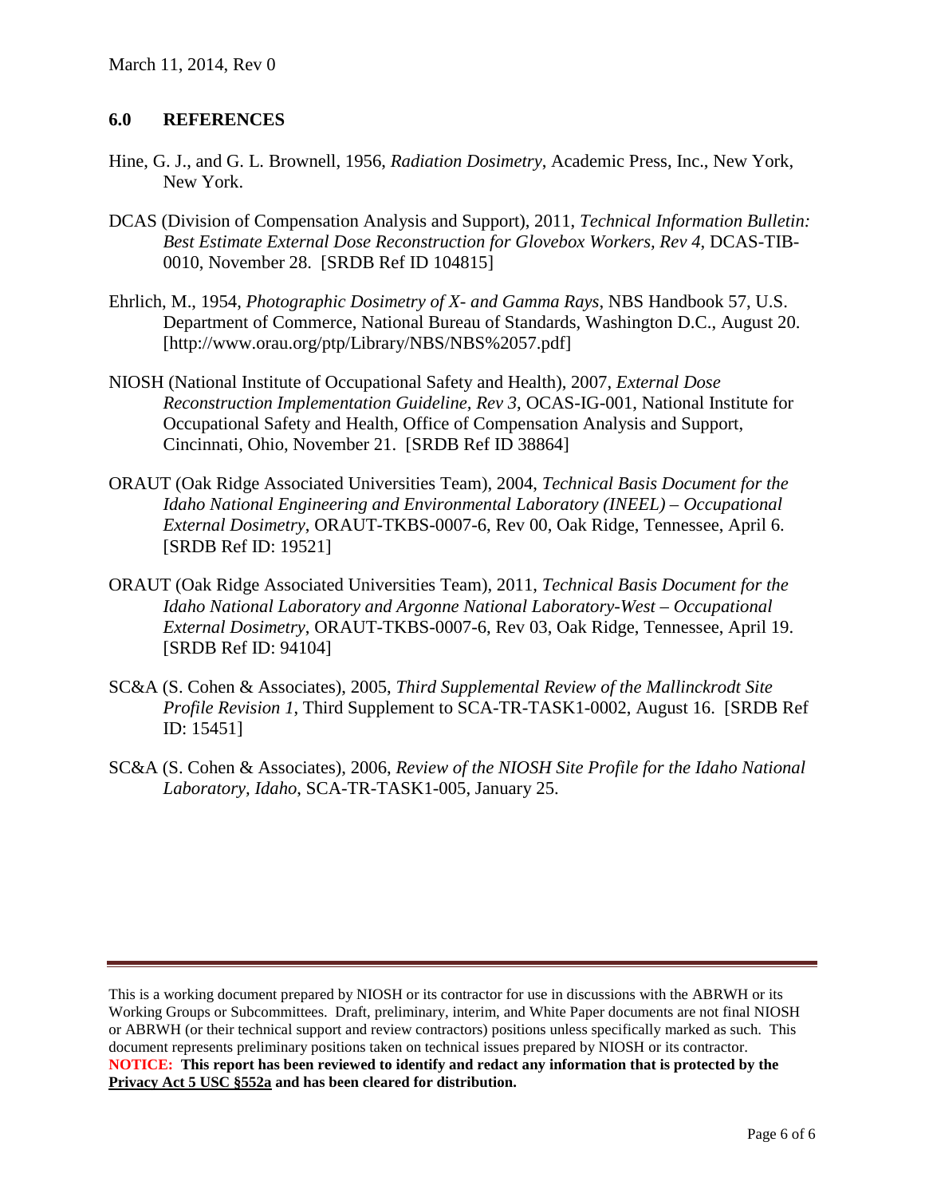## 6.0 REFERENCES

Hine, G. J., and G. L. Brownell, 1956, *Radiation Dosimetry*, Academic Press, Inc., New York, New York.

DCAS (Division of Compensation Analysis and Support), 2011, *Technical Information Bulletin: Best Estimate External Dose Reconstruction for Glovebox Workers, Rev 4*, DCAS-TIB-0010, November 28. [SRDB Ref ID 104815]

Ehrlich, M., 1954, *Photographic Dosimetry of X- and Gamma Rays*, NBS Handbook 57, U.S. Department of Commerce, National Bureau of Standards, Washington D.C., August 20. [http://www.orau.org/ptp/Library/NBS/NBS%2057.pdf]

NIOSH (National Institute of Occupational Safety and Health), 2007, *External Dose Reconstruction Implementation Guideline, Rev 3*, OCAS-IG-001, National Institute for Occupational Safety and Health, Office of Compensation Analysis and Support, Cincinnati, Ohio, November 21. [SRDB Ref ID 38864]

ORAUT (Oak Ridge Associated Universities Team), 2004, *Technical Basis Document for the Idaho National Engineering and Environmental Laboratory (INEEL) – Occupational External Dosimetry*, ORAUT-TKBS-0007-6, Rev 00, Oak Ridge, Tennessee, April 6. [SRDB Ref ID: 19521]

ORAUT (Oak Ridge Associated Universities Team), 2011, *Technical Basis Document for the Idaho National Laboratory and Argonne National Laboratory-West – Occupational External Dosimetry*, ORAUT-TKBS-0007-6, Rev 03, Oak Ridge, Tennessee, April 19. [SRDB Ref ID: 94104]

SC&A (S. Cohen & Associates), 2005, *Third Supplemental Review of the Mallinckrodt Site Profile Revision 1*, Third Supplement to SCA-TR-TASK1-0002, August 16. [SRDB Ref ID: 15451]

SC&A (S. Cohen & Associates), 2006, *Review of the NIOSH Site Profile for the Idaho National Laboratory, Idaho*, SCA-TR-TASK1-005, January 25.

This is a working document prepared by NIOSH or its contractor for use in discussions with the ABRWH or its Working Groups or Subcommittees. Draft, preliminary, interim, and White Paper documents are not final NIOSH or ABRWH (or their technical support and review contractors) positions unless specifically marked as such. This document represents preliminary positions taken on technical issues prepared by NIOSH or its contractor.
**NOTICE: This report has been reviewed to identify and redact any information that is protected by the Privacy Act 5 USC §552a and has been cleared for distribution.**